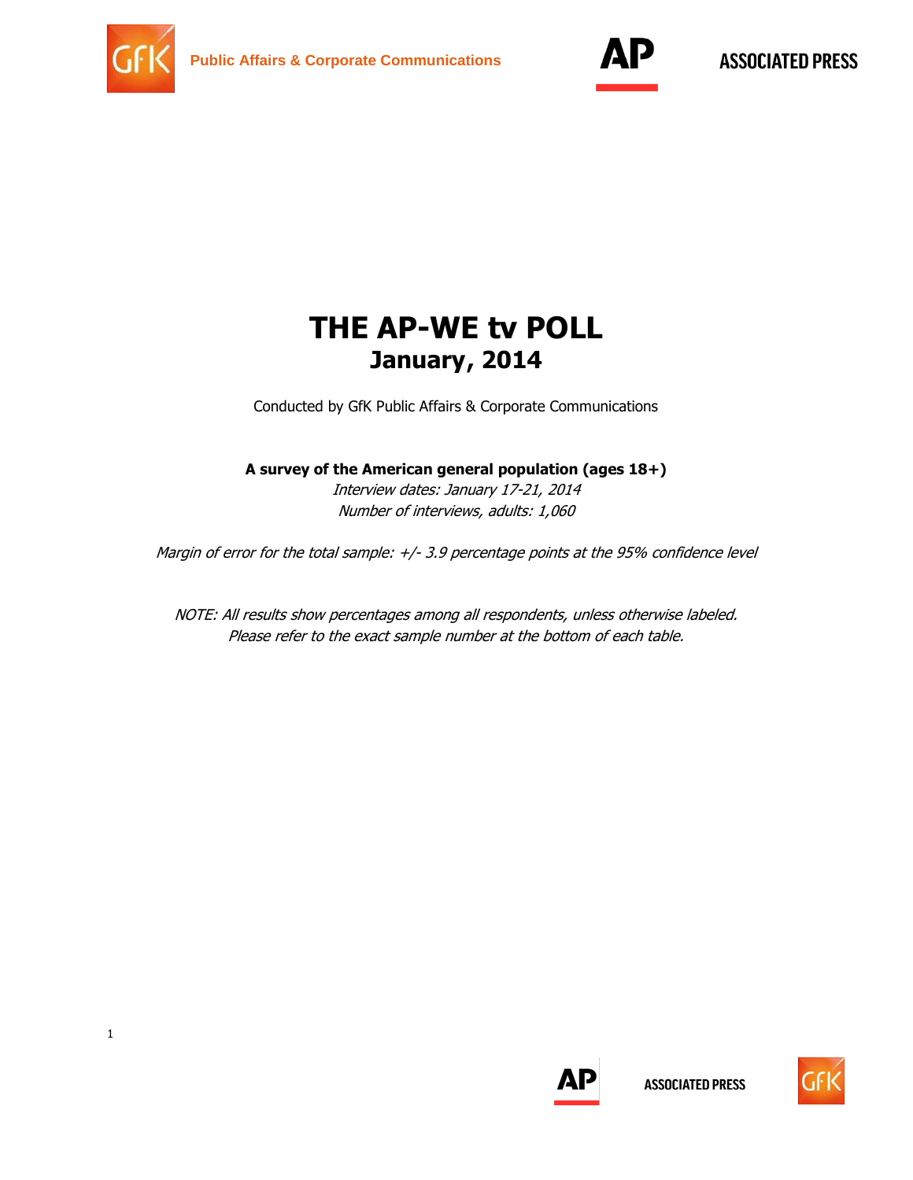Public Affairs & Corporate Communications

ASSOCIATED PRESS

# THE AP-WE tv POLL
## January, 2014

Conducted by GfK Public Affairs & Corporate Communications

**A survey of the American general population (ages 18+)**

*Interview dates: January 17-21, 2014*

*Number of interviews, adults: 1,060*

*Margin of error for the total sample: +/- 3.9 percentage points at the 95% confidence level*

*NOTE: All results show percentages among all respondents, unless otherwise labeled. Please refer to the exact sample number at the bottom of each table.*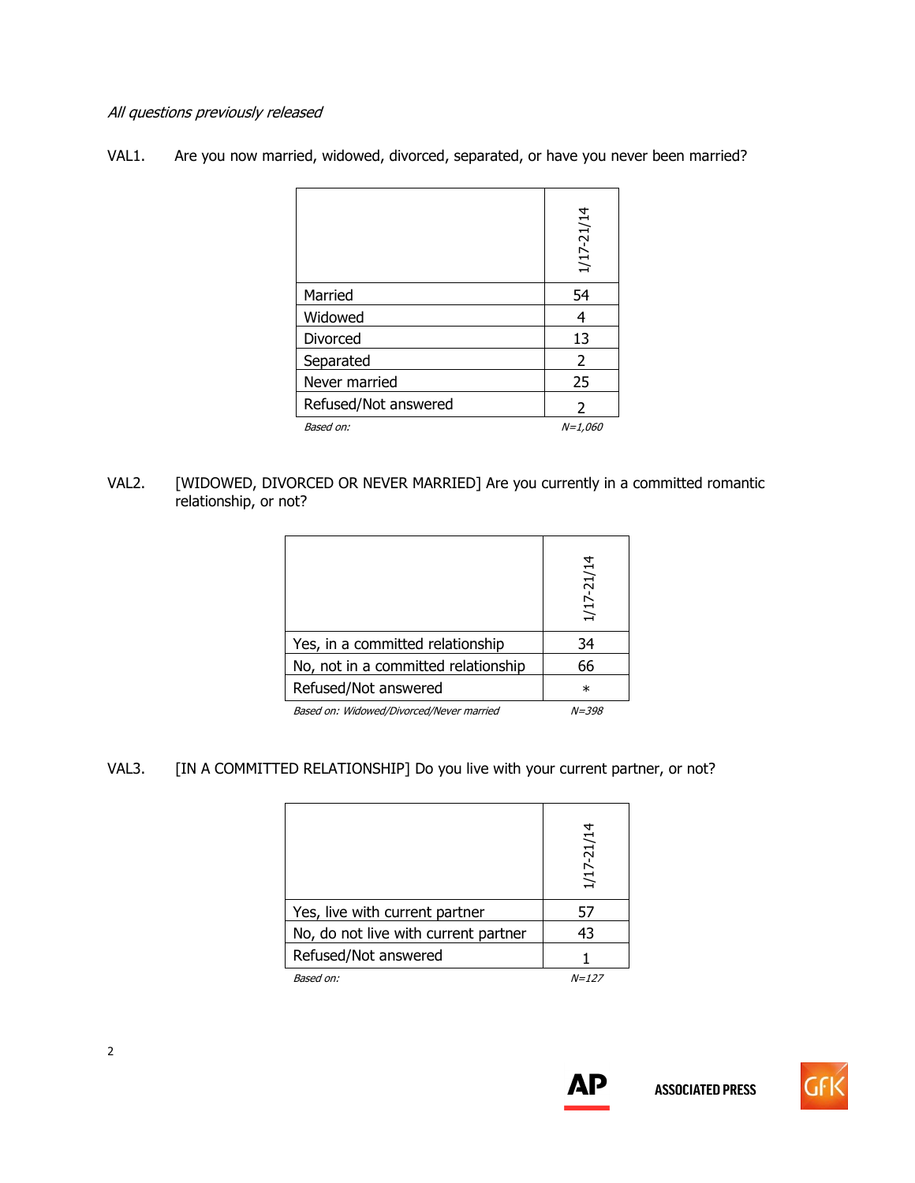*All questions previously released*

VAL1. Are you now married, widowed, divorced, separated, or have you never been married?

| | 1/17-21/14 |
|---|---|
| Married | 54 |
| Widowed | 4 |
| Divorced | 13 |
| Separated | 2 |
| Never married | 25 |
| Refused/Not answered | 2 |
| *Based on:* | *N=1,060* |

VAL2. [WIDOWED, DIVORCED OR NEVER MARRIED] Are you currently in a committed romantic relationship, or not?

| | 1/17-21/14 |
|---|---|
| Yes, in a committed relationship | 34 |
| No, not in a committed relationship | 66 |
| Refused/Not answered | * |
| *Based on: Widowed/Divorced/Never married* | *N=398* |

VAL3. [IN A COMMITTED RELATIONSHIP] Do you live with your current partner, or not?

| | 1/17-21/14 |
|---|---|
| Yes, live with current partner | 57 |
| No, do not live with current partner | 43 |
| Refused/Not answered | 1 |
| *Based on:* | *N=127* |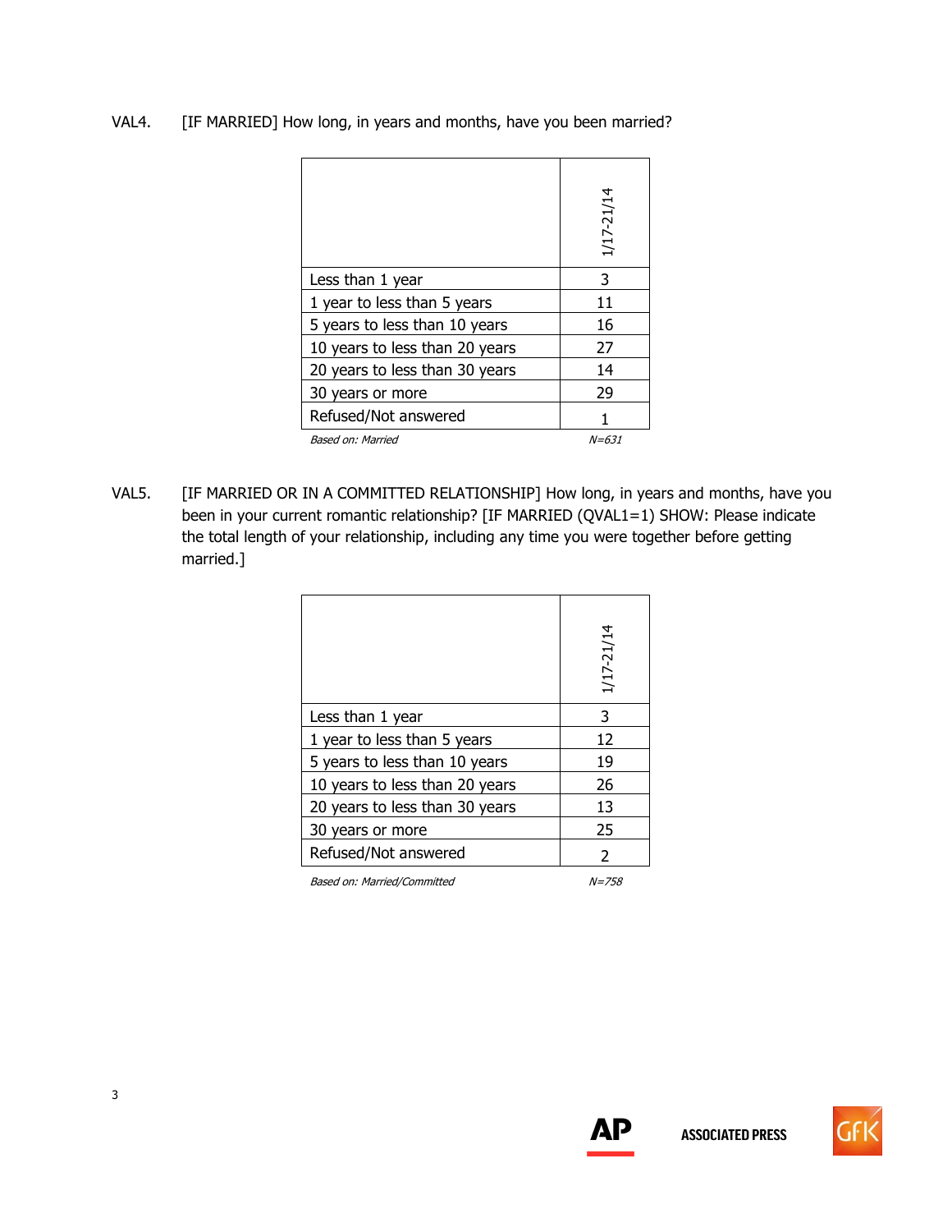VAL4. [IF MARRIED] How long, in years and months, have you been married?

| | 1/17-21/14 |
|---|---|
| Less than 1 year | 3 |
| 1 year to less than 5 years | 11 |
| 5 years to less than 10 years | 16 |
| 10 years to less than 20 years | 27 |
| 20 years to less than 30 years | 14 |
| 30 years or more | 29 |
| Refused/Not answered | 1 |
| *Based on: Married* | *N=631* |

VAL5. [IF MARRIED OR IN A COMMITTED RELATIONSHIP] How long, in years and months, have you been in your current romantic relationship? [IF MARRIED (QVAL1=1) SHOW: Please indicate the total length of your relationship, including any time you were together before getting married.]

| | 1/17-21/14 |
|---|---|
| Less than 1 year | 3 |
| 1 year to less than 5 years | 12 |
| 5 years to less than 10 years | 19 |
| 10 years to less than 20 years | 26 |
| 20 years to less than 30 years | 13 |
| 30 years or more | 25 |
| Refused/Not answered | 2 |
| *Based on: Married/Committed* | *N=758* |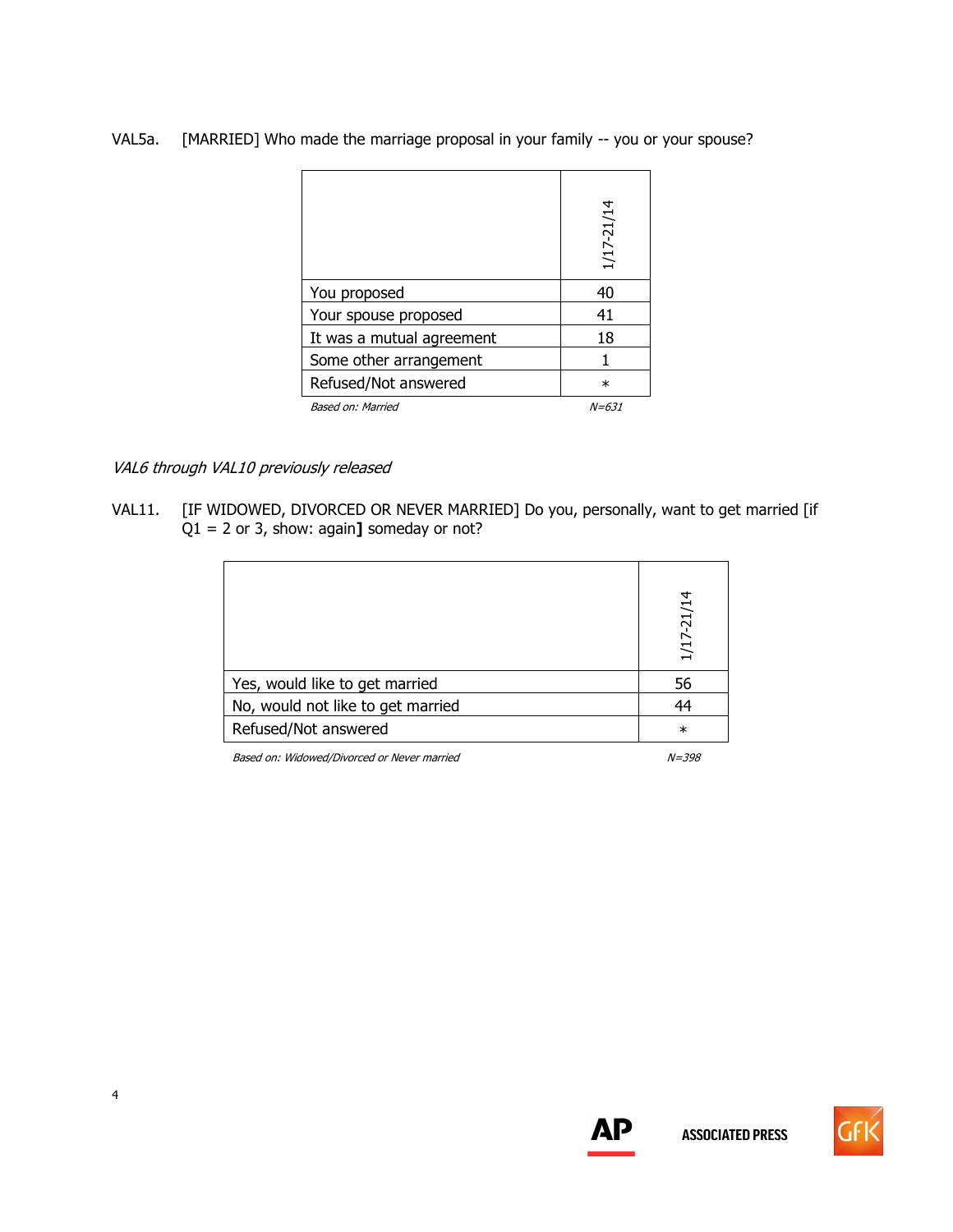VAL5a. [MARRIED] Who made the marriage proposal in your family -- you or your spouse?

| | 1/17-21/14 |
|---|---|
| You proposed | 40 |
| Your spouse proposed | 41 |
| It was a mutual agreement | 18 |
| Some other arrangement | 1 |
| Refused/Not answered | * |

*Based on: Married* *N=631*

*VAL6 through VAL10 previously released*

VAL11. [IF WIDOWED, DIVORCED OR NEVER MARRIED] Do you, personally, want to get married [if Q1 = 2 or 3, show: again**]** someday or not?

| | 1/17-21/14 |
|---|---|
| Yes, would like to get married | 56 |
| No, would not like to get married | 44 |
| Refused/Not answered | * |

*Based on: Widowed/Divorced or Never married* *N=398*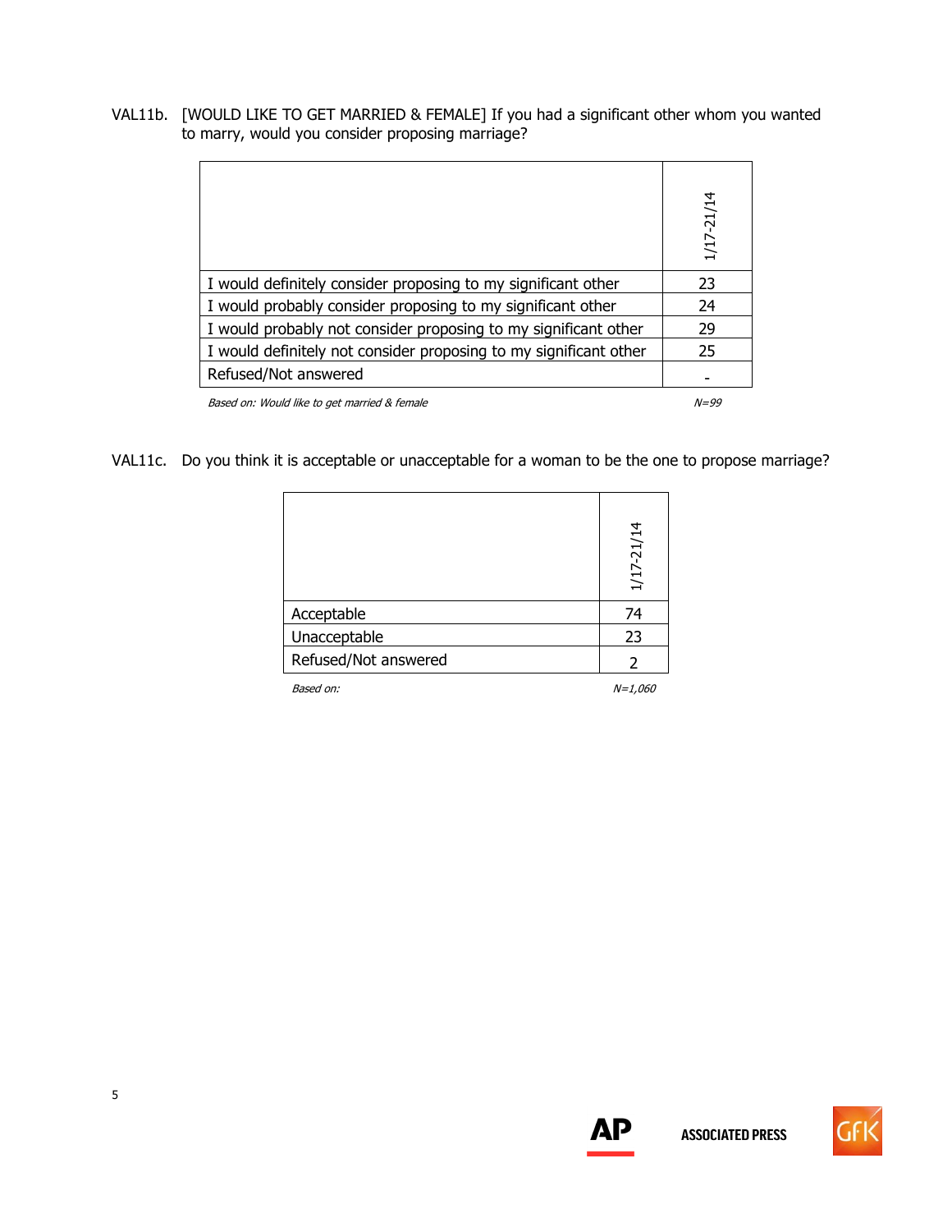VAL11b. [WOULD LIKE TO GET MARRIED & FEMALE] If you had a significant other whom you wanted to marry, would you consider proposing marriage?

| | 1/17-21/14 |
|---|---|
| I would definitely consider proposing to my significant other | 23 |
| I would probably consider proposing to my significant other | 24 |
| I would probably not consider proposing to my significant other | 29 |
| I would definitely not consider proposing to my significant other | 25 |
| Refused/Not answered | - |
| *Based on: Would like to get married & female* | *N=99* |

VAL11c. Do you think it is acceptable or unacceptable for a woman to be the one to propose marriage?

| | 1/17-21/14 |
|---|---|
| Acceptable | 74 |
| Unacceptable | 23 |
| Refused/Not answered | 2 |
| *Based on:* | *N=1,060* |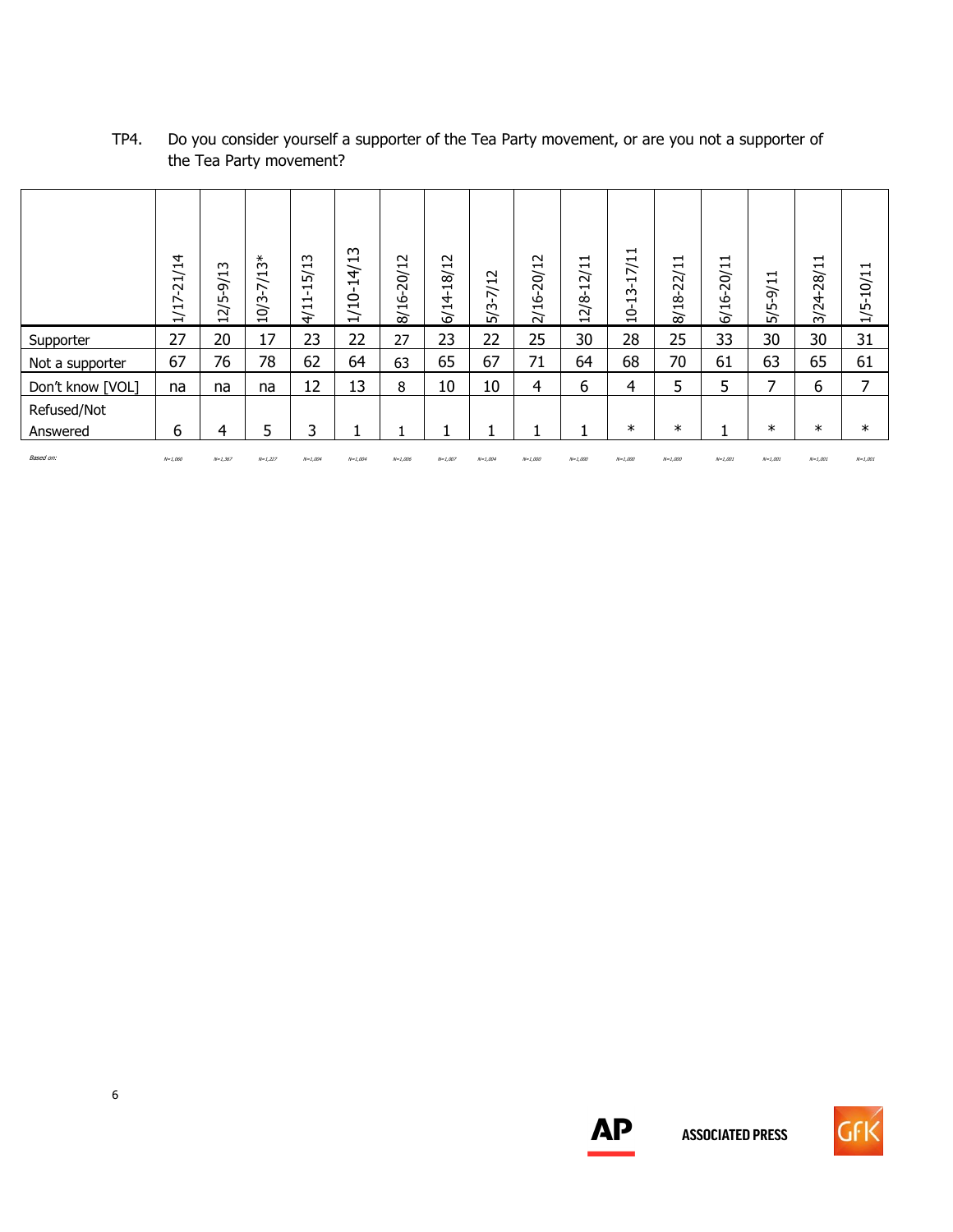TP4. Do you consider yourself a supporter of the Tea Party movement, or are you not a supporter of the Tea Party movement?

| | 1/17-21/14 | 12/5-9/13 | 10/3-7/13* | 4/11-15/13 | 1/10-14/13 | 8/16-20/12 | 6/14-18/12 | 5/3-7/12 | 2/16-20/12 | 12/8-12/11 | 10-13-17/11 | 8/18-22/11 | 6/16-20/11 | 5/5-9/11 | 3/24-28/11 | 1/5-10/11 |
|---|---|---|---|---|---|---|---|---|---|---|---|---|---|---|---|---|
| Supporter | 27 | 20 | 17 | 23 | 22 | 27 | 23 | 22 | 25 | 30 | 28 | 25 | 33 | 30 | 30 | 31 |
| Not a supporter | 67 | 76 | 78 | 62 | 64 | 63 | 65 | 67 | 71 | 64 | 68 | 70 | 61 | 63 | 65 | 61 |
| Don't know [VOL] | na | na | na | 12 | 13 | 8 | 10 | 10 | 4 | 6 | 4 | 5 | 5 | 7 | 6 | 7 |
| Refused/Not Answered | 6 | 4 | 5 | 3 | 1 | 1 | 1 | 1 | 1 | 1 | * | * | 1 | * | * | * |
| *Based on:* | *N=1,060* | *N=1,367* | *N=1,227* | *N=1,004* | *N=1,004* | *N=1,006* | *N=1,007* | *N=1,004* | *N=1,000* | *N=1,000* | *N=1,000* | *N=1,000* | *N=1,001* | *N=1,001* | *N=1,001* | *N=1,001* |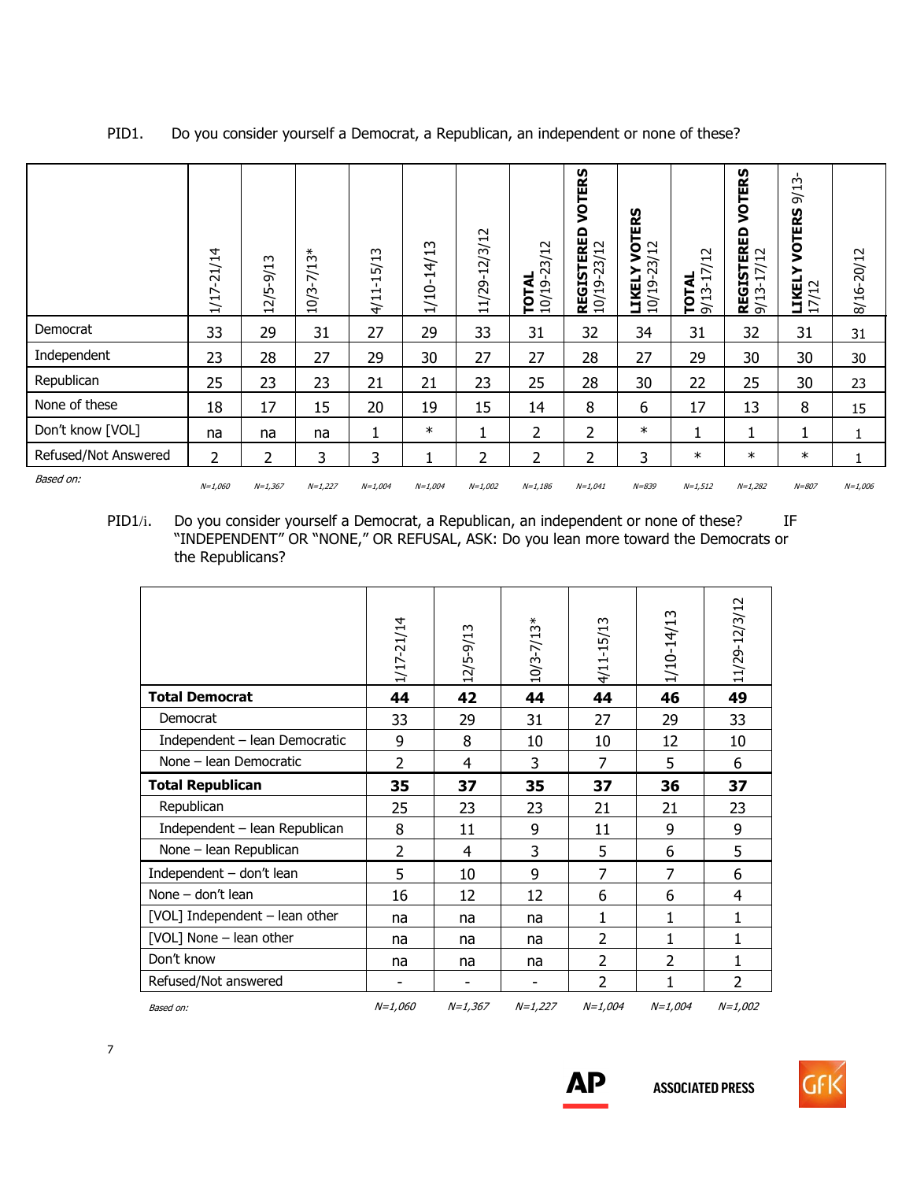PID1. Do you consider yourself a Democrat, a Republican, an independent or none of these?

| | 1/17-21/14 | 12/5-9/13 | 10/3-7/13* | 4/11-15/13 | 1/10-14/13 | 11/29-12/3/12 | **TOTAL** 10/19-23/12 | **REGISTERED VOTERS** 10/19-23/12 | **LIKELY VOTERS** 10/19-23/12 | **TOTAL** 9/13-17/12 | **REGISTERED VOTERS** 9/13-17/12 | **LIKELY VOTERS** 9/13-17/12 | 8/16-20/12 |
|---|---|---|---|---|---|---|---|---|---|---|---|---|---|
| Democrat | 33 | 29 | 31 | 27 | 29 | 33 | 31 | 32 | 34 | 31 | 32 | 31 | 31 |
| Independent | 23 | 28 | 27 | 29 | 30 | 27 | 27 | 28 | 27 | 29 | 30 | 30 | 30 |
| Republican | 25 | 23 | 23 | 21 | 21 | 23 | 25 | 28 | 30 | 22 | 25 | 30 | 23 |
| None of these | 18 | 17 | 15 | 20 | 19 | 15 | 14 | 8 | 6 | 17 | 13 | 8 | 15 |
| Don't know [VOL] | na | na | na | 1 | * | 1 | 2 | 2 | * | 1 | 1 | 1 | 1 |
| Refused/Not Answered | 2 | 2 | 3 | 3 | 1 | 2 | 2 | 2 | 3 | * | * | * | 1 |
| *Based on:* | *N=1,060* | *N=1,367* | *N=1,227* | *N=1,004* | *N=1,004* | *N=1,002* | *N=1,186* | *N=1,041* | *N=839* | *N=1,512* | *N=1,282* | *N=807* | *N=1,006* |

PID1/i. Do you consider yourself a Democrat, a Republican, an independent or none of these? IF "INDEPENDENT" OR "NONE," OR REFUSAL, ASK: Do you lean more toward the Democrats or the Republicans?

| | 1/17-21/14 | 12/5-9/13 | 10/3-7/13* | 4/11-15/13 | 1/10-14/13 | 11/29-12/3/12 |
|---|---|---|---|---|---|---|
| **Total Democrat** | **44** | **42** | **44** | **44** | **46** | **49** |
| Democrat | 33 | 29 | 31 | 27 | 29 | 33 |
| Independent – lean Democratic | 9 | 8 | 10 | 10 | 12 | 10 |
| None – lean Democratic | 2 | 4 | 3 | 7 | 5 | 6 |
| **Total Republican** | **35** | **37** | **35** | **37** | **36** | **37** |
| Republican | 25 | 23 | 23 | 21 | 21 | 23 |
| Independent – lean Republican | 8 | 11 | 9 | 11 | 9 | 9 |
| None – lean Republican | 2 | 4 | 3 | 5 | 6 | 5 |
| Independent – don't lean | 5 | 10 | 9 | 7 | 7 | 6 |
| None – don't lean | 16 | 12 | 12 | 6 | 6 | 4 |
| [VOL] Independent – lean other | na | na | na | 1 | 1 | 1 |
| [VOL] None – lean other | na | na | na | 2 | 1 | 1 |
| Don't know | na | na | na | 2 | 2 | 1 |
| Refused/Not answered | - | - | - | 2 | 1 | 2 |
| *Based on:* | *N=1,060* | *N=1,367* | *N=1,227* | *N=1,004* | *N=1,004* | *N=1,002* |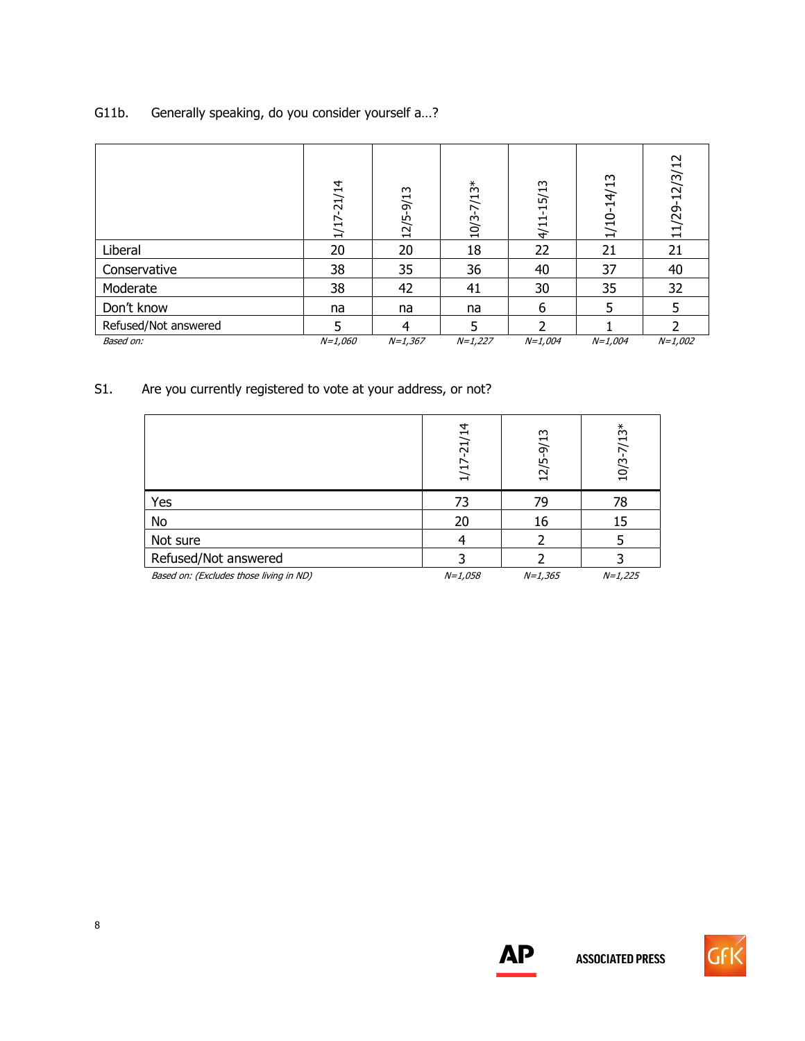G11b. Generally speaking, do you consider yourself a…?

| | 1/17-21/14 | 12/5-9/13 | 10/3-7/13* | 4/11-15/13 | 1/10-14/13 | 11/29-12/3/12 |
|---|---|---|---|---|---|---|
| Liberal | 20 | 20 | 18 | 22 | 21 | 21 |
| Conservative | 38 | 35 | 36 | 40 | 37 | 40 |
| Moderate | 38 | 42 | 41 | 30 | 35 | 32 |
| Don't know | na | na | na | 6 | 5 | 5 |
| Refused/Not answered | 5 | 4 | 5 | 2 | 1 | 2 |
| *Based on:* | *N=1,060* | *N=1,367* | *N=1,227* | *N=1,004* | *N=1,004* | *N=1,002* |

S1. Are you currently registered to vote at your address, or not?

| | 1/17-21/14 | 12/5-9/13 | 10/3-7/13* |
|---|---|---|---|
| Yes | 73 | 79 | 78 |
| No | 20 | 16 | 15 |
| Not sure | 4 | 2 | 5 |
| Refused/Not answered | 3 | 2 | 3 |
| *Based on: (Excludes those living in ND)* | *N=1,058* | *N=1,365* | *N=1,225* |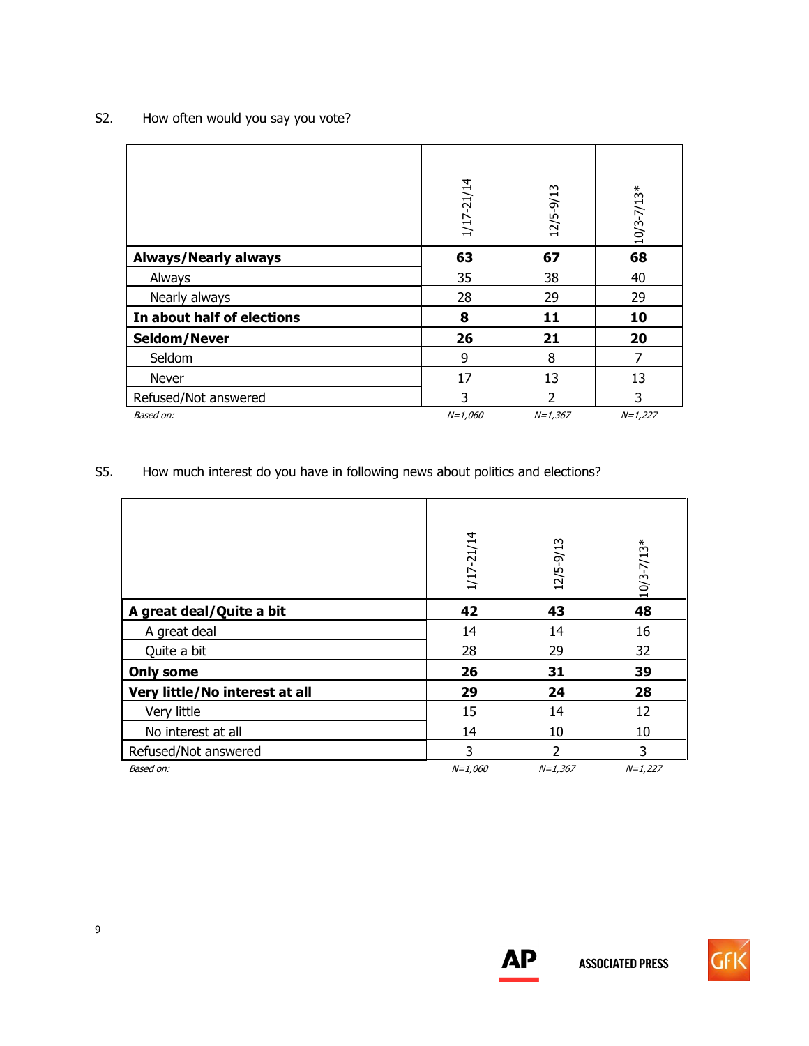S2. How often would you say you vote?

| | 1/17-21/14 | 12/5-9/13 | 10/3-7/13* |
|---|---|---|---|
| **Always/Nearly always** | **63** | **67** | **68** |
| Always | 35 | 38 | 40 |
| Nearly always | 28 | 29 | 29 |
| **In about half of elections** | **8** | **11** | **10** |
| **Seldom/Never** | **26** | **21** | **20** |
| Seldom | 9 | 8 | 7 |
| Never | 17 | 13 | 13 |
| Refused/Not answered | 3 | 2 | 3 |
| *Based on:* | *N=1,060* | *N=1,367* | *N=1,227* |

S5. How much interest do you have in following news about politics and elections?

| | 1/17-21/14 | 12/5-9/13 | 10/3-7/13* |
|---|---|---|---|
| **A great deal/Quite a bit** | **42** | **43** | **48** |
| A great deal | 14 | 14 | 16 |
| Quite a bit | 28 | 29 | 32 |
| **Only some** | **26** | **31** | **39** |
| **Very little/No interest at all** | **29** | **24** | **28** |
| Very little | 15 | 14 | 12 |
| No interest at all | 14 | 10 | 10 |
| Refused/Not answered | 3 | 2 | 3 |
| *Based on:* | *N=1,060* | *N=1,367* | *N=1,227* |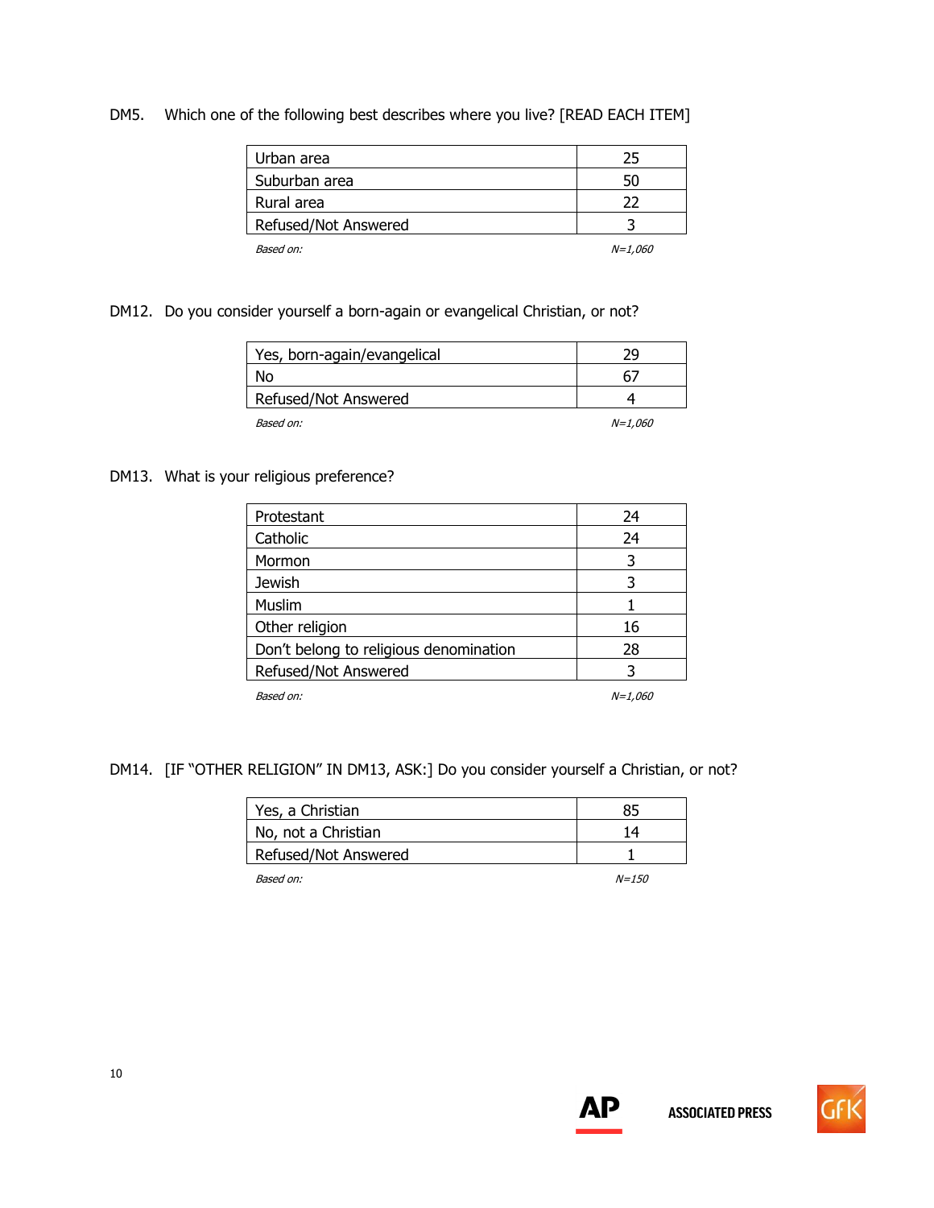DM5. Which one of the following best describes where you live? [READ EACH ITEM]

| | |
|---|---|
| Urban area | 25 |
| Suburban area | 50 |
| Rural area | 22 |
| Refused/Not Answered | 3 |
| *Based on:* | *N=1,060* |

DM12. Do you consider yourself a born-again or evangelical Christian, or not?

| | |
|---|---|
| Yes, born-again/evangelical | 29 |
| No | 67 |
| Refused/Not Answered | 4 |
| *Based on:* | *N=1,060* |

DM13. What is your religious preference?

| | |
|---|---|
| Protestant | 24 |
| Catholic | 24 |
| Mormon | 3 |
| Jewish | 3 |
| Muslim | 1 |
| Other religion | 16 |
| Don't belong to religious denomination | 28 |
| Refused/Not Answered | 3 |
| *Based on:* | *N=1,060* |

DM14. [IF "OTHER RELIGION" IN DM13, ASK:] Do you consider yourself a Christian, or not?

| | |
|---|---|
| Yes, a Christian | 85 |
| No, not a Christian | 14 |
| Refused/Not Answered | 1 |
| *Based on:* | *N=150* |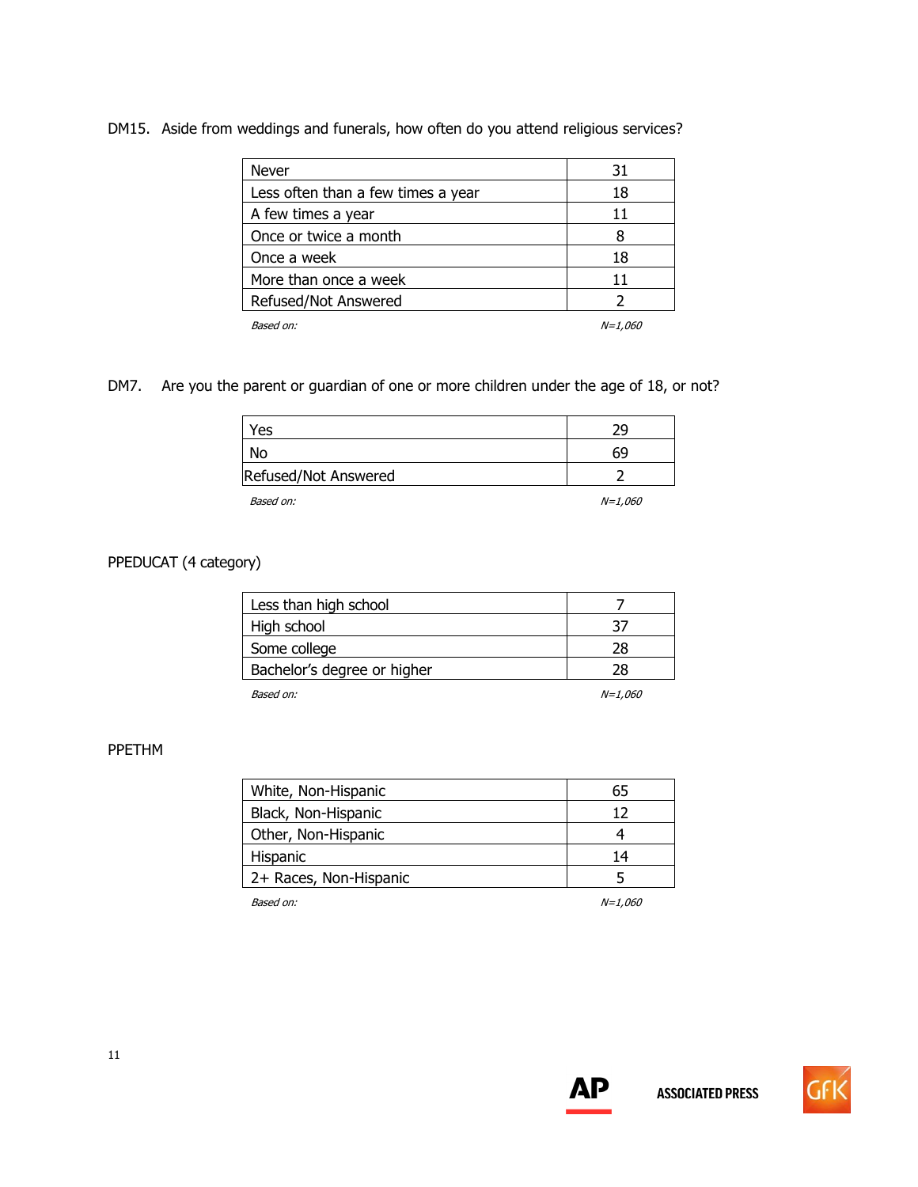DM15. Aside from weddings and funerals, how often do you attend religious services?

| | |
|---|---|
| Never | 31 |
| Less often than a few times a year | 18 |
| A few times a year | 11 |
| Once or twice a month | 8 |
| Once a week | 18 |
| More than once a week | 11 |
| Refused/Not Answered | 2 |
| *Based on:* | *N=1,060* |

DM7. Are you the parent or guardian of one or more children under the age of 18, or not?

| | |
|---|---|
| Yes | 29 |
| No | 69 |
| Refused/Not Answered | 2 |
| *Based on:* | *N=1,060* |

PPEDUCAT (4 category)

| | |
|---|---|
| Less than high school | 7 |
| High school | 37 |
| Some college | 28 |
| Bachelor's degree or higher | 28 |
| *Based on:* | *N=1,060* |

PPETHM

| | |
|---|---|
| White, Non-Hispanic | 65 |
| Black, Non-Hispanic | 12 |
| Other, Non-Hispanic | 4 |
| Hispanic | 14 |
| 2+ Races, Non-Hispanic | 5 |
| *Based on:* | *N=1,060* |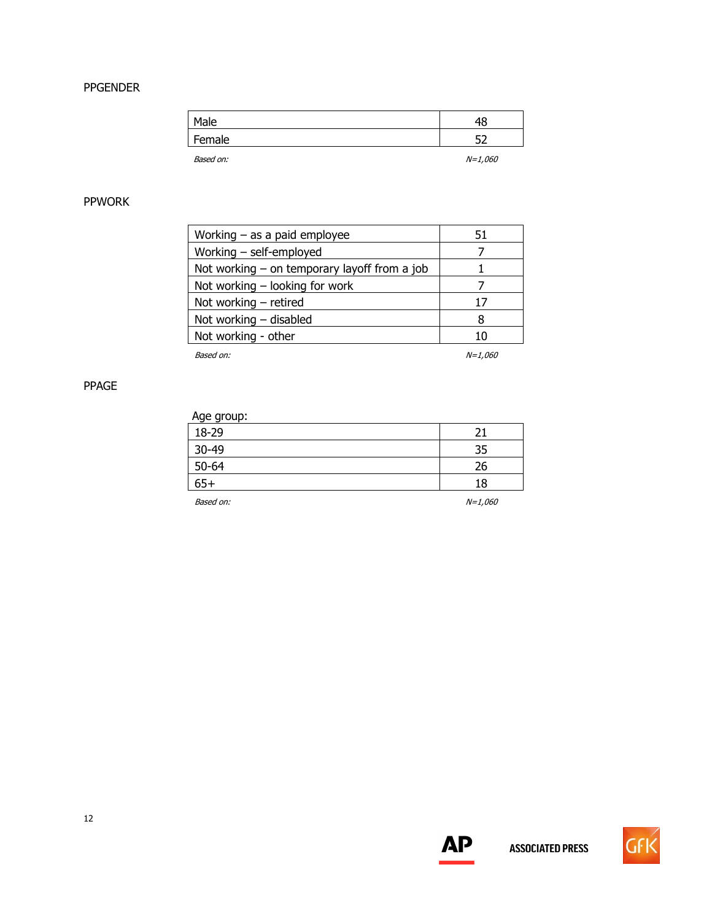PPGENDER

| | |
|---|---|
| Male | 48 |
| Female | 52 |
| *Based on:* | *N=1,060* |

PPWORK

| | |
|---|---|
| Working – as a paid employee | 51 |
| Working – self-employed | 7 |
| Not working – on temporary layoff from a job | 1 |
| Not working – looking for work | 7 |
| Not working – retired | 17 |
| Not working – disabled | 8 |
| Not working - other | 10 |
| *Based on:* | *N=1,060* |

PPAGE

| Age group: | |
|---|---|
| 18-29 | 21 |
| 30-49 | 35 |
| 50-64 | 26 |
| 65+ | 18 |
| *Based on:* | *N=1,060* |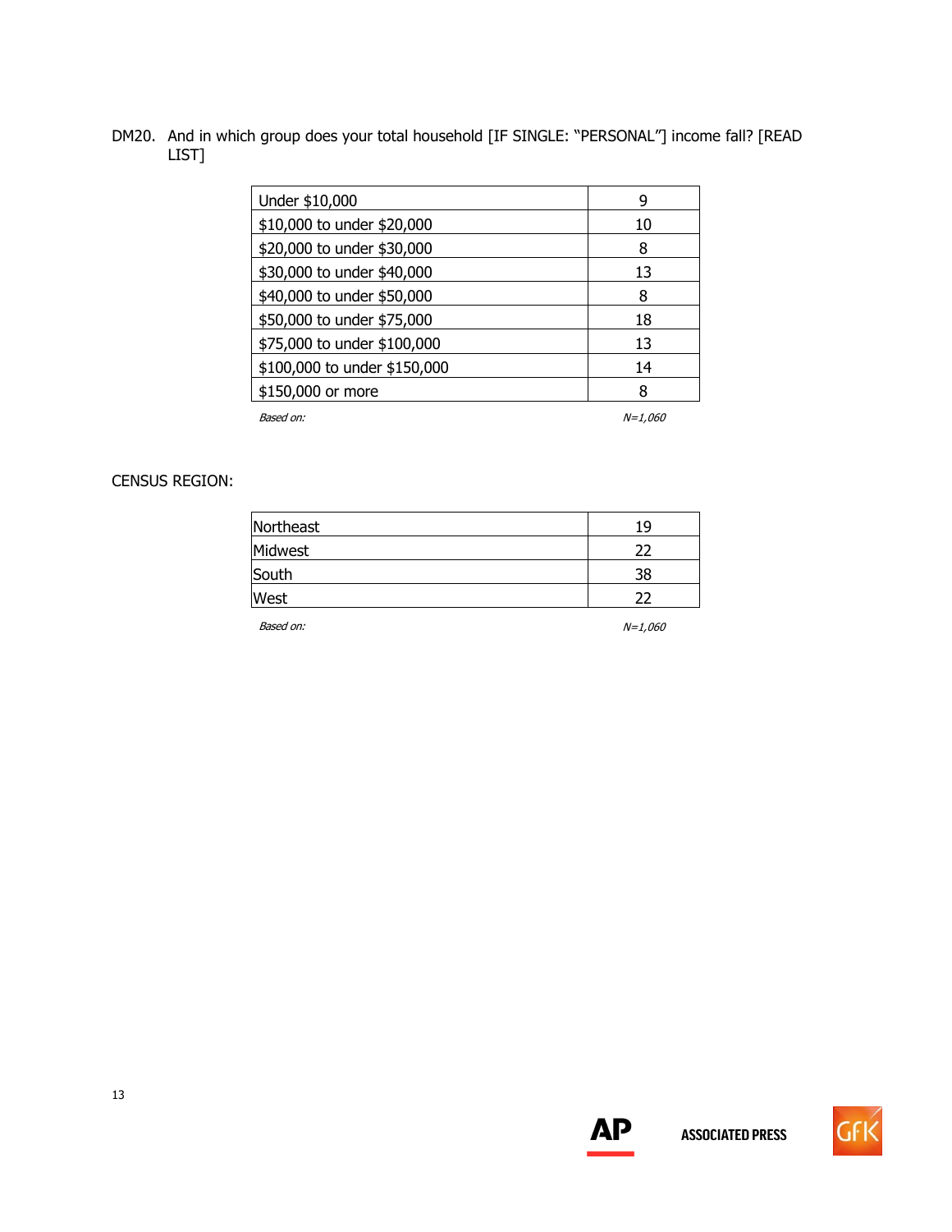DM20. And in which group does your total household [IF SINGLE: "PERSONAL"] income fall? [READ LIST]

| | |
|---|---|
| Under $10,000 | 9 |
| $10,000 to under $20,000 | 10 |
| $20,000 to under $30,000 | 8 |
| $30,000 to under $40,000 | 13 |
| $40,000 to under $50,000 | 8 |
| $50,000 to under $75,000 | 18 |
| $75,000 to under $100,000 | 13 |
| $100,000 to under $150,000 | 14 |
| $150,000 or more | 8 |
| *Based on:* | *N=1,060* |

CENSUS REGION:

| | |
|---|---|
| Northeast | 19 |
| Midwest | 22 |
| South | 38 |
| West | 22 |
| *Based on:* | *N=1,060* |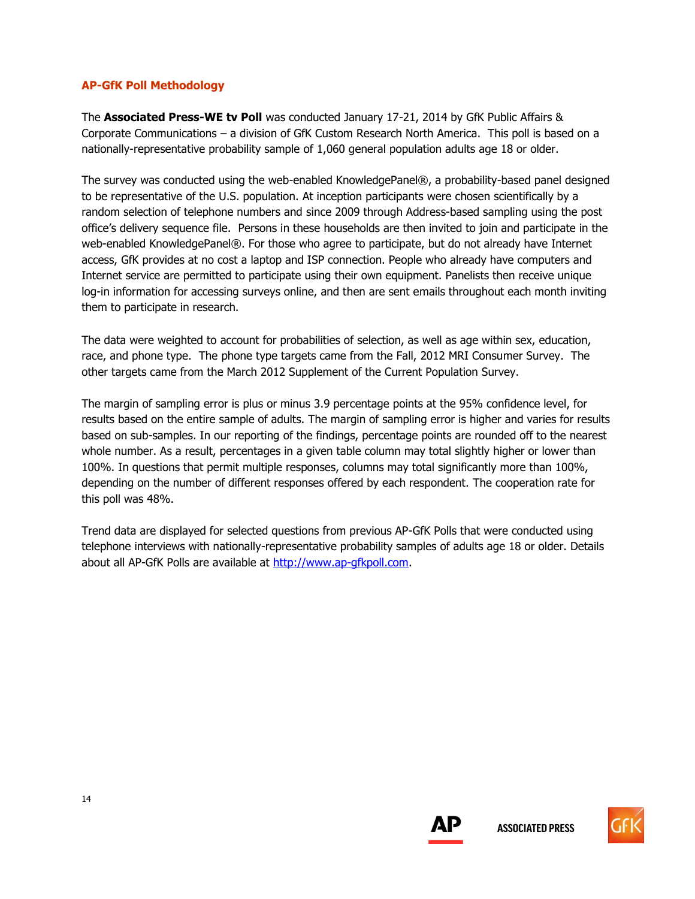## AP-GfK Poll Methodology

The **Associated Press-WE tv Poll** was conducted January 17-21, 2014 by GfK Public Affairs & Corporate Communications – a division of GfK Custom Research North America. This poll is based on a nationally-representative probability sample of 1,060 general population adults age 18 or older.

The survey was conducted using the web-enabled KnowledgePanel®, a probability-based panel designed to be representative of the U.S. population. At inception participants were chosen scientifically by a random selection of telephone numbers and since 2009 through Address-based sampling using the post office's delivery sequence file. Persons in these households are then invited to join and participate in the web-enabled KnowledgePanel®. For those who agree to participate, but do not already have Internet access, GfK provides at no cost a laptop and ISP connection. People who already have computers and Internet service are permitted to participate using their own equipment. Panelists then receive unique log-in information for accessing surveys online, and then are sent emails throughout each month inviting them to participate in research.

The data were weighted to account for probabilities of selection, as well as age within sex, education, race, and phone type. The phone type targets came from the Fall, 2012 MRI Consumer Survey. The other targets came from the March 2012 Supplement of the Current Population Survey.

The margin of sampling error is plus or minus 3.9 percentage points at the 95% confidence level, for results based on the entire sample of adults. The margin of sampling error is higher and varies for results based on sub-samples. In our reporting of the findings, percentage points are rounded off to the nearest whole number. As a result, percentages in a given table column may total slightly higher or lower than 100%. In questions that permit multiple responses, columns may total significantly more than 100%, depending on the number of different responses offered by each respondent. The cooperation rate for this poll was 48%.

Trend data are displayed for selected questions from previous AP-GfK Polls that were conducted using telephone interviews with nationally-representative probability samples of adults age 18 or older. Details about all AP-GfK Polls are available at http://www.ap-gfkpoll.com.